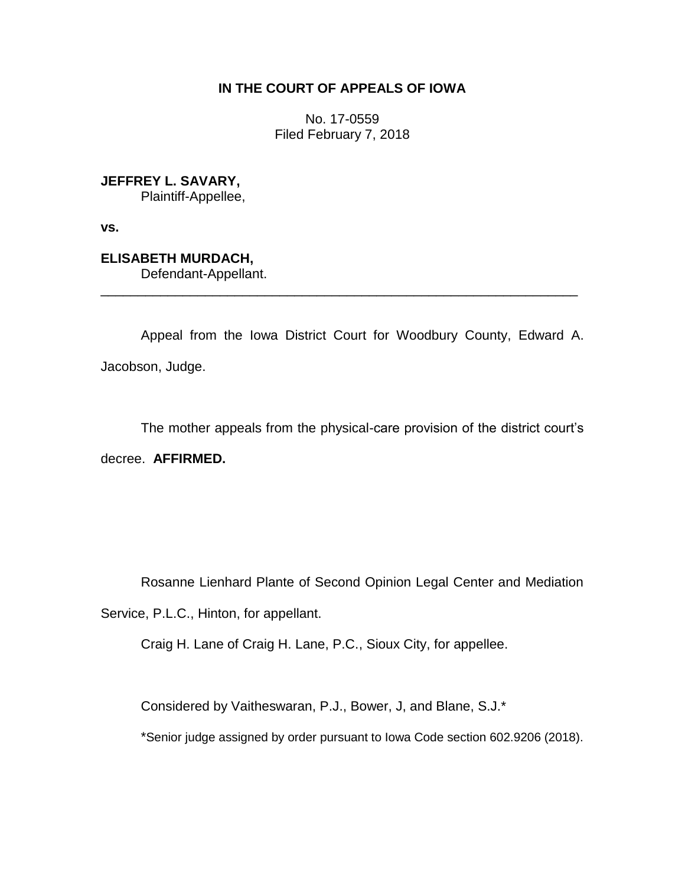# IN THE COURT OF APPEALS OF IOWA

No. 17-0559
Filed February 7, 2018

**JEFFREY L. SAVARY,**
Plaintiff-Appellee,

**vs.**

**ELISABETH MURDACH,**
Defendant-Appellant.

---

Appeal from the Iowa District Court for Woodbury County, Edward A. Jacobson, Judge.

The mother appeals from the physical-care provision of the district court's decree. **AFFIRMED.**

Rosanne Lienhard Plante of Second Opinion Legal Center and Mediation Service, P.L.C., Hinton, for appellant.

Craig H. Lane of Craig H. Lane, P.C., Sioux City, for appellee.

Considered by Vaitheswaran, P.J., Bower, J, and Blane, S.J.*

*Senior judge assigned by order pursuant to Iowa Code section 602.9206 (2018).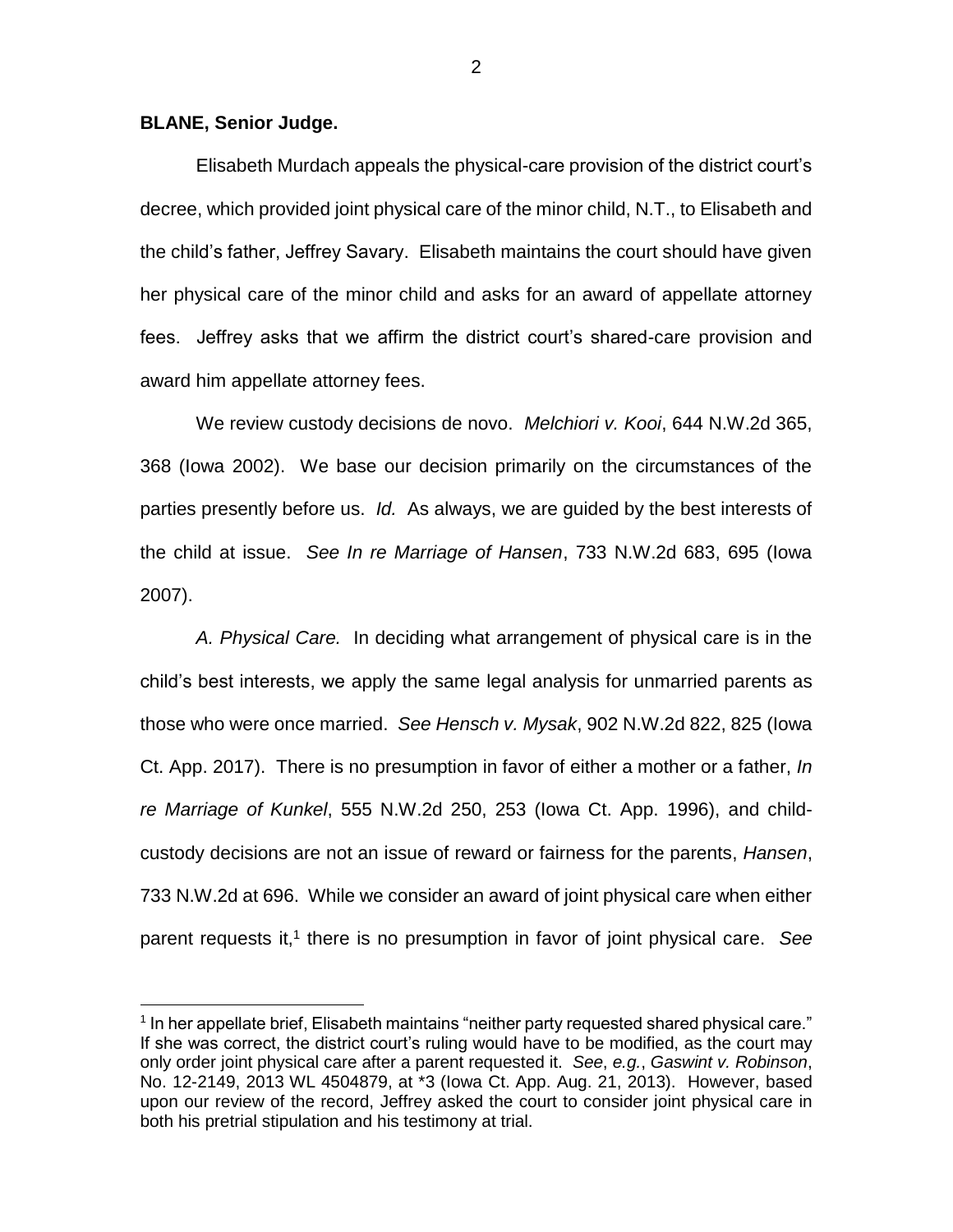**BLANE, Senior Judge.**

Elisabeth Murdach appeals the physical-care provision of the district court's decree, which provided joint physical care of the minor child, N.T., to Elisabeth and the child's father, Jeffrey Savary. Elisabeth maintains the court should have given her physical care of the minor child and asks for an award of appellate attorney fees. Jeffrey asks that we affirm the district court's shared-care provision and award him appellate attorney fees.

We review custody decisions de novo. *Melchiori v. Kooi*, 644 N.W.2d 365, 368 (Iowa 2002). We base our decision primarily on the circumstances of the parties presently before us. *Id.* As always, we are guided by the best interests of the child at issue. *See In re Marriage of Hansen*, 733 N.W.2d 683, 695 (Iowa 2007).

*A. Physical Care.* In deciding what arrangement of physical care is in the child's best interests, we apply the same legal analysis for unmarried parents as those who were once married. *See Hensch v. Mysak*, 902 N.W.2d 822, 825 (Iowa Ct. App. 2017). There is no presumption in favor of either a mother or a father, *In re Marriage of Kunkel*, 555 N.W.2d 250, 253 (Iowa Ct. App. 1996), and child-custody decisions are not an issue of reward or fairness for the parents, *Hansen*, 733 N.W.2d at 696. While we consider an award of joint physical care when either parent requests it,[1] there is no presumption in favor of joint physical care. *See*

[1] In her appellate brief, Elisabeth maintains "neither party requested shared physical care." If she was correct, the district court's ruling would have to be modified, as the court may only order joint physical care after a parent requested it. *See*, *e.g.*, *Gaswint v. Robinson*, No. 12-2149, 2013 WL 4504879, at *3 (Iowa Ct. App. Aug. 21, 2013). However, based upon our review of the record, Jeffrey asked the court to consider joint physical care in both his pretrial stipulation and his testimony at trial.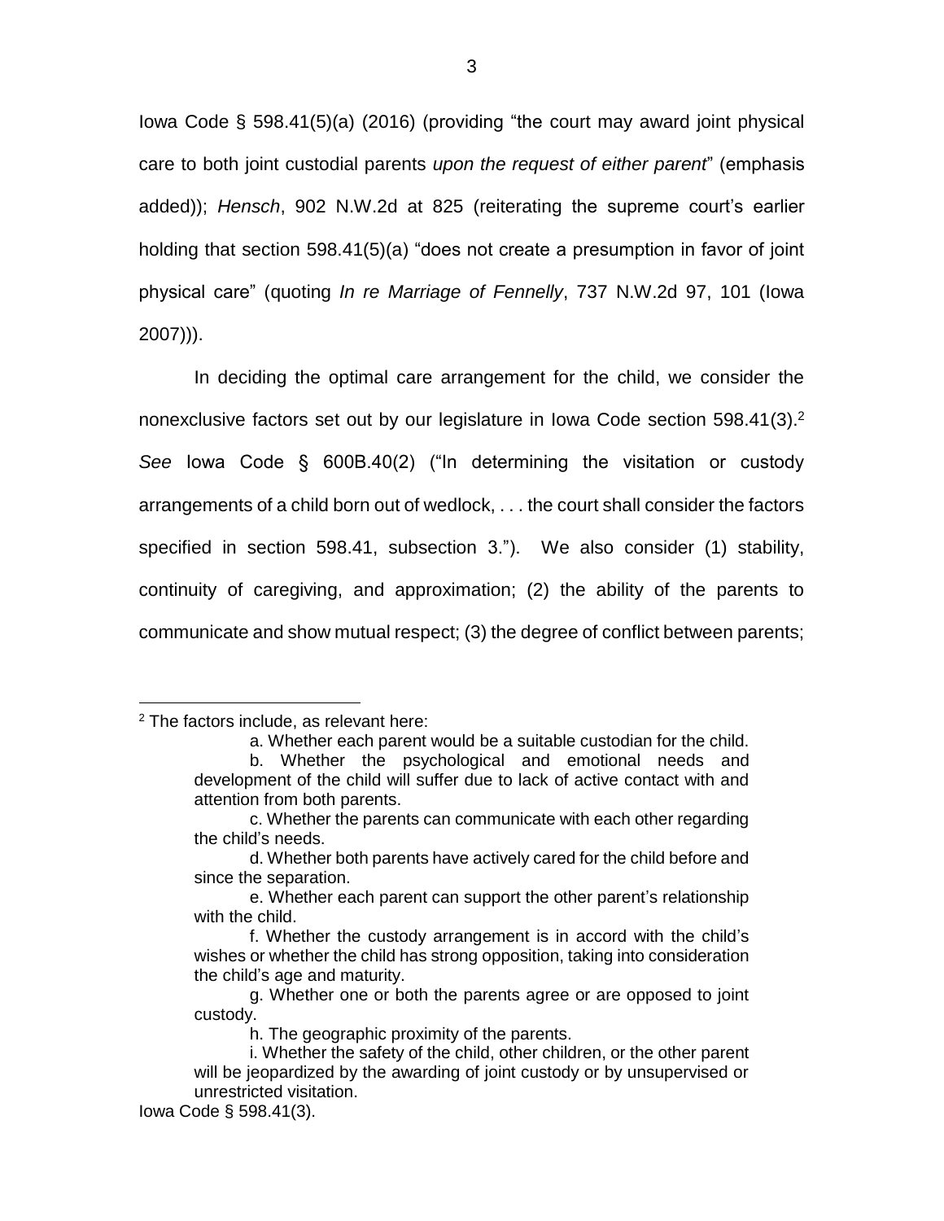Iowa Code § 598.41(5)(a) (2016) (providing "the court may award joint physical care to both joint custodial parents *upon the request of either parent*" (emphasis added)); *Hensch*, 902 N.W.2d at 825 (reiterating the supreme court's earlier holding that section 598.41(5)(a) "does not create a presumption in favor of joint physical care" (quoting *In re Marriage of Fennelly*, 737 N.W.2d 97, 101 (Iowa 2007))).

In deciding the optimal care arrangement for the child, we consider the nonexclusive factors set out by our legislature in Iowa Code section 598.41(3).[2] *See* Iowa Code § 600B.40(2) ("In determining the visitation or custody arrangements of a child born out of wedlock, . . . the court shall consider the factors specified in section 598.41, subsection 3."). We also consider (1) stability, continuity of caregiving, and approximation; (2) the ability of the parents to communicate and show mutual respect; (3) the degree of conflict between parents;

---

[2] The factors include, as relevant here:

> a. Whether each parent would be a suitable custodian for the child.
>
> b. Whether the psychological and emotional needs and development of the child will suffer due to lack of active contact with and attention from both parents.
>
> c. Whether the parents can communicate with each other regarding the child's needs.
>
> d. Whether both parents have actively cared for the child before and since the separation.
>
> e. Whether each parent can support the other parent's relationship with the child.
>
> f. Whether the custody arrangement is in accord with the child's wishes or whether the child has strong opposition, taking into consideration the child's age and maturity.
>
> g. Whether one or both the parents agree or are opposed to joint custody.
>
> h. The geographic proximity of the parents.
>
> i. Whether the safety of the child, other children, or the other parent will be jeopardized by the awarding of joint custody or by unsupervised or unrestricted visitation.

Iowa Code § 598.41(3).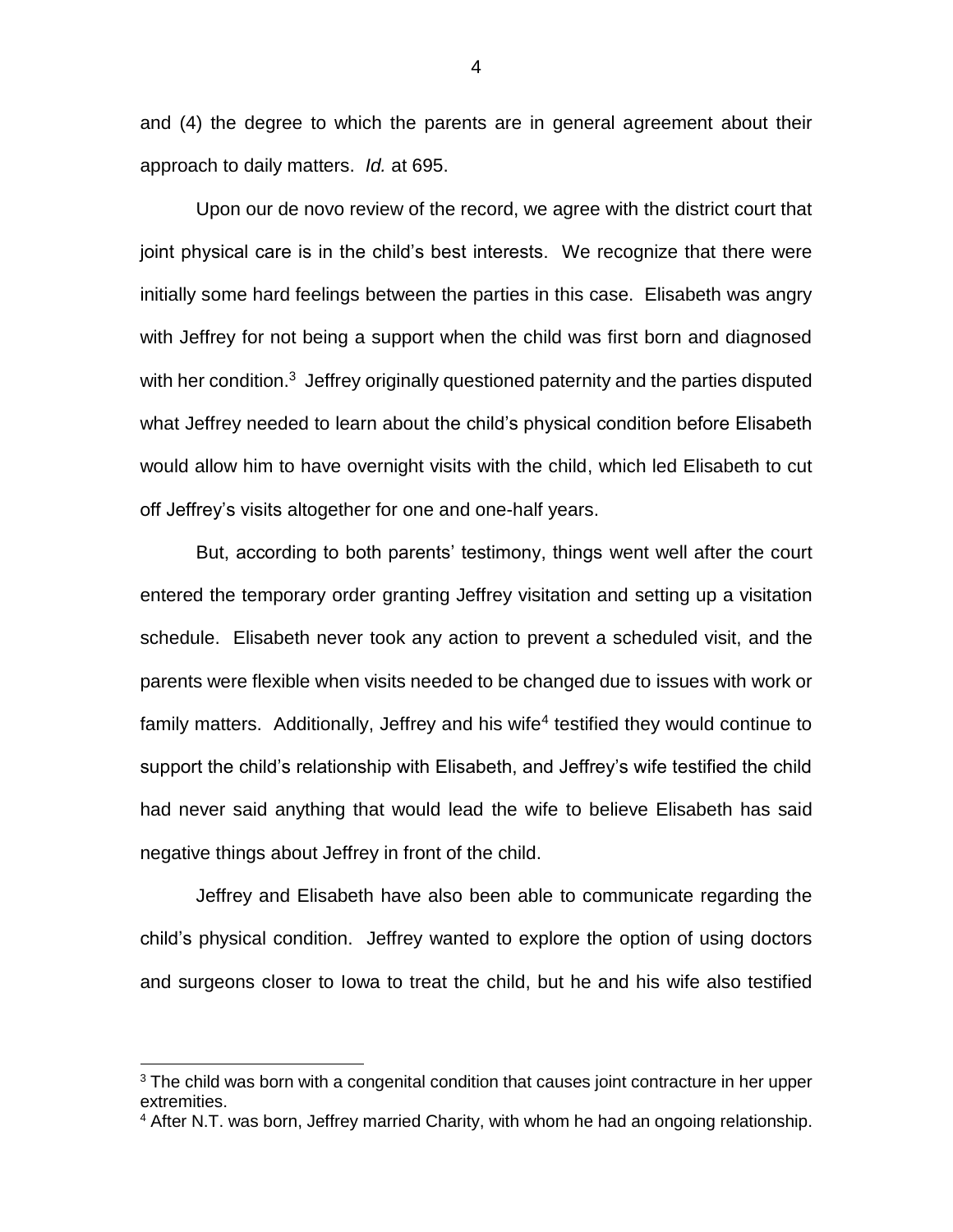and (4) the degree to which the parents are in general agreement about their approach to daily matters. *Id.* at 695.

Upon our de novo review of the record, we agree with the district court that joint physical care is in the child's best interests. We recognize that there were initially some hard feelings between the parties in this case. Elisabeth was angry with Jeffrey for not being a support when the child was first born and diagnosed with her condition.[3] Jeffrey originally questioned paternity and the parties disputed what Jeffrey needed to learn about the child's physical condition before Elisabeth would allow him to have overnight visits with the child, which led Elisabeth to cut off Jeffrey's visits altogether for one and one-half years.

But, according to both parents' testimony, things went well after the court entered the temporary order granting Jeffrey visitation and setting up a visitation schedule. Elisabeth never took any action to prevent a scheduled visit, and the parents were flexible when visits needed to be changed due to issues with work or family matters. Additionally, Jeffrey and his wife[4] testified they would continue to support the child's relationship with Elisabeth, and Jeffrey's wife testified the child had never said anything that would lead the wife to believe Elisabeth has said negative things about Jeffrey in front of the child.

Jeffrey and Elisabeth have also been able to communicate regarding the child's physical condition. Jeffrey wanted to explore the option of using doctors and surgeons closer to Iowa to treat the child, but he and his wife also testified

---

[3] The child was born with a congenital condition that causes joint contracture in her upper extremities.

[4] After N.T. was born, Jeffrey married Charity, with whom he had an ongoing relationship.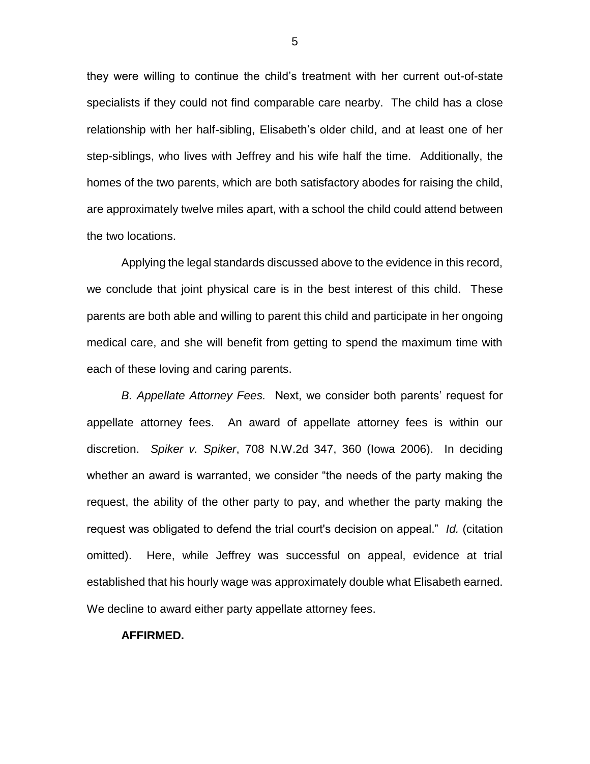they were willing to continue the child's treatment with her current out-of-state specialists if they could not find comparable care nearby. The child has a close relationship with her half-sibling, Elisabeth's older child, and at least one of her step-siblings, who lives with Jeffrey and his wife half the time. Additionally, the homes of the two parents, which are both satisfactory abodes for raising the child, are approximately twelve miles apart, with a school the child could attend between the two locations.

Applying the legal standards discussed above to the evidence in this record, we conclude that joint physical care is in the best interest of this child. These parents are both able and willing to parent this child and participate in her ongoing medical care, and she will benefit from getting to spend the maximum time with each of these loving and caring parents.

*B. Appellate Attorney Fees.* Next, we consider both parents' request for appellate attorney fees. An award of appellate attorney fees is within our discretion. *Spiker v. Spiker*, 708 N.W.2d 347, 360 (Iowa 2006). In deciding whether an award is warranted, we consider "the needs of the party making the request, the ability of the other party to pay, and whether the party making the request was obligated to defend the trial court's decision on appeal." *Id.* (citation omitted). Here, while Jeffrey was successful on appeal, evidence at trial established that his hourly wage was approximately double what Elisabeth earned. We decline to award either party appellate attorney fees.

**AFFIRMED.**